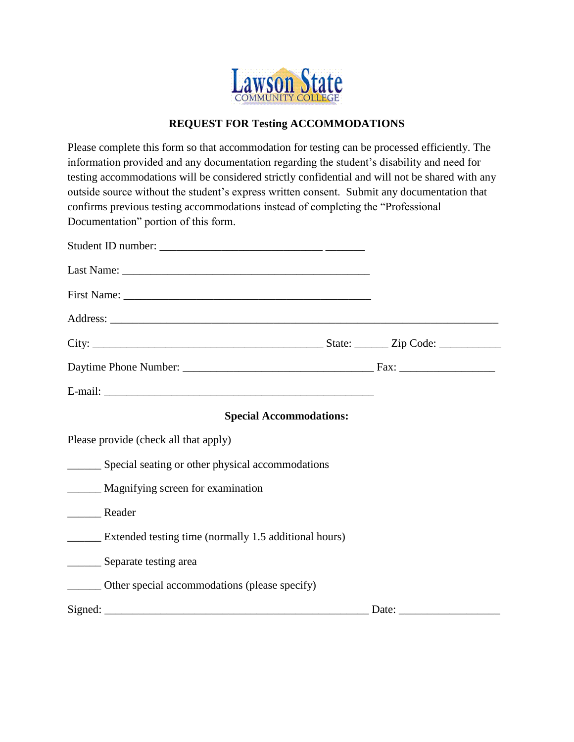Lawson State COMMUNITY COLLEGE

## REQUEST FOR Testing ACCOMMODATIONS

Please complete this form so that accommodation for testing can be processed efficiently. The information provided and any documentation regarding the student's disability and need for testing accommodations will be considered strictly confidential and will not be shared with any outside source without the student's express written consent. Submit any documentation that confirms previous testing accommodations instead of completing the "Professional Documentation" portion of this form.

Student ID number: _____________________________ _______

Last Name: _____________________________________________

First Name: _____________________________________________

Address: ______________________________________________________________________

City: __________________________________________ State: ______ Zip Code: ___________

Daytime Phone Number: ___________________________________ Fax: _________________

E-mail: _________________________________________________

### Special Accommodations:

Please provide (check all that apply)

______ Special seating or other physical accommodations

______ Magnifying screen for examination

______ Reader

______ Extended testing time (normally 1.5 additional hours)

______ Separate testing area

______ Other special accommodations (please specify)

Signed: ________________________________________________ Date: _________________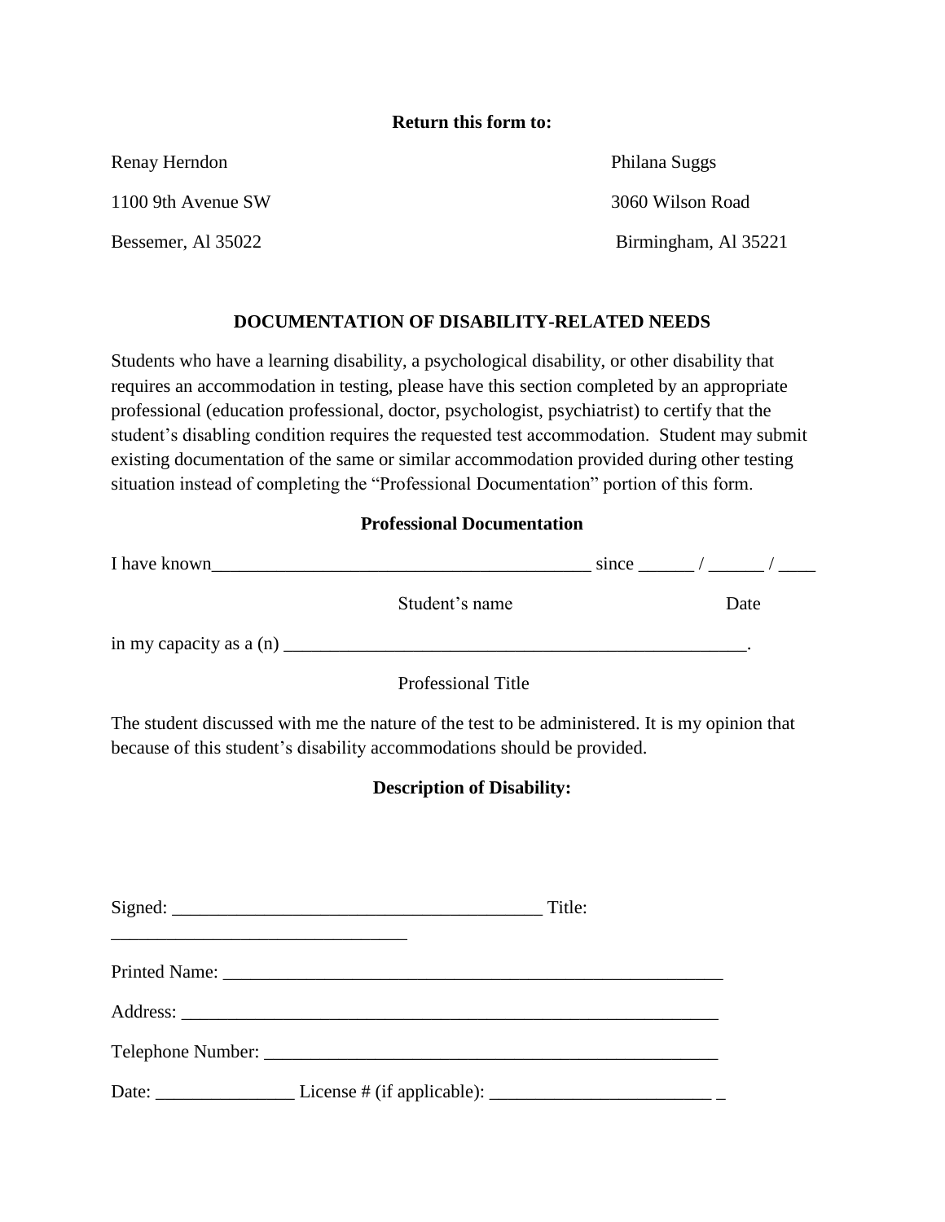**Return this form to:**

Renay Herndon
1100 9th Avenue SW
Bessemer, Al 35022

Philana Suggs
3060 Wilson Road
Birmingham, Al 35221

## DOCUMENTATION OF DISABILITY-RELATED NEEDS

Students who have a learning disability, a psychological disability, or other disability that requires an accommodation in testing, please have this section completed by an appropriate professional (education professional, doctor, psychologist, psychiatrist) to certify that the student's disabling condition requires the requested test accommodation. Student may submit existing documentation of the same or similar accommodation provided during other testing situation instead of completing the "Professional Documentation" portion of this form.

### Professional Documentation

I have known_________________________________________ since ______ / ______ / ____

Student's name                                                                 Date

in my capacity as a (n) _____________________________________________________.

Professional Title

The student discussed with me the nature of the test to be administered. It is my opinion that because of this student's disability accommodations should be provided.

### Description of Disability:

Signed: ________________________________________ Title: ________________________________

Printed Name: _______________________________________________________

Address: ____________________________________________________________

Telephone Number: __________________________________________________

Date: _______________ License # (if applicable): ________________________ _